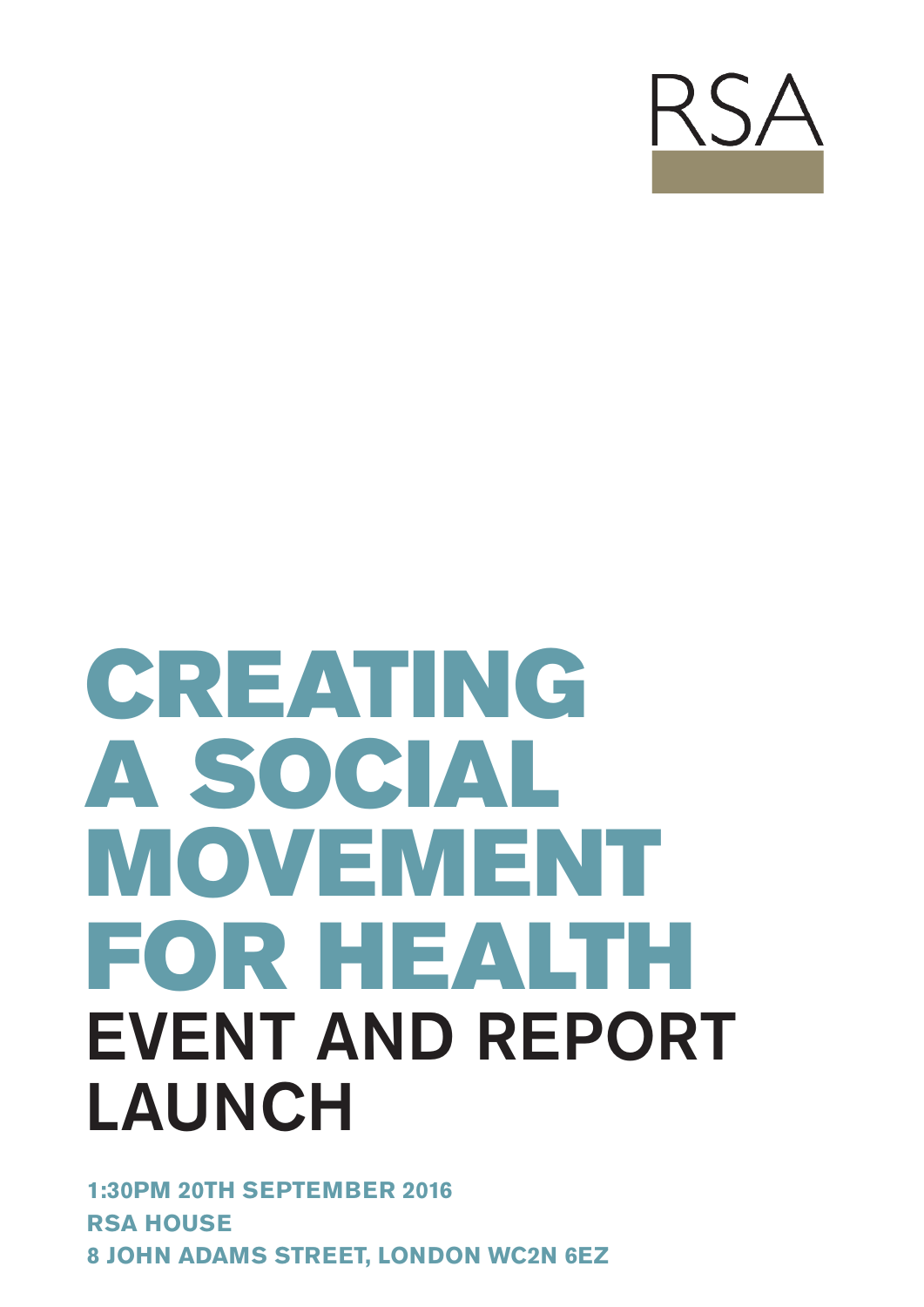RSA

# CREATING A SOCIAL MOVEMENT FOR HEALTH

## EVENT AND REPORT LAUNCH

**1:30PM 20TH SEPTEMBER 2016**
**RSA HOUSE**
**8 JOHN ADAMS STREET, LONDON WC2N 6EZ**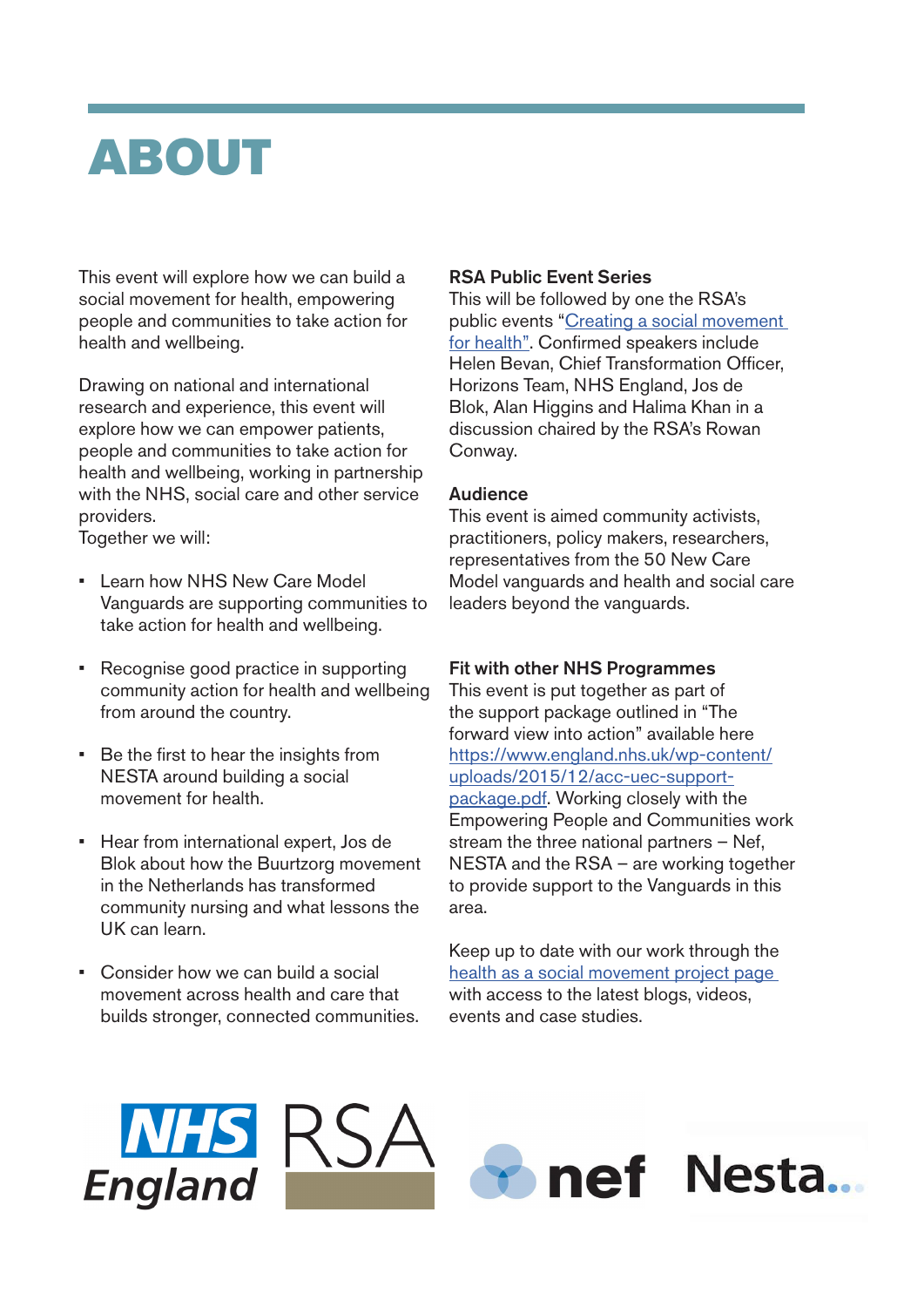# ABOUT

This event will explore how we can build a social movement for health, empowering people and communities to take action for health and wellbeing.

Drawing on national and international research and experience, this event will explore how we can empower patients, people and communities to take action for health and wellbeing, working in partnership with the NHS, social care and other service providers.
Together we will:

- Learn how NHS New Care Model Vanguards are supporting communities to take action for health and wellbeing.
- Recognise good practice in supporting community action for health and wellbeing from around the country.
- Be the first to hear the insights from NESTA around building a social movement for health.
- Hear from international expert, Jos de Blok about how the Buurtzorg movement in the Netherlands has transformed community nursing and what lessons the UK can learn.
- Consider how we can build a social movement across health and care that builds stronger, connected communities.

**RSA Public Event Series**
This will be followed by one the RSA's public events "Creating a social movement for health". Confirmed speakers include Helen Bevan, Chief Transformation Officer, Horizons Team, NHS England, Jos de Blok, Alan Higgins and Halima Khan in a discussion chaired by the RSA's Rowan Conway.

**Audience**
This event is aimed community activists, practitioners, policy makers, researchers, representatives from the 50 New Care Model vanguards and health and social care leaders beyond the vanguards.

**Fit with other NHS Programmes**
This event is put together as part of the support package outlined in "The forward view into action" available here https://www.england.nhs.uk/wp-content/uploads/2015/12/acc-uec-support-package.pdf. Working closely with the Empowering People and Communities work stream the three national partners – Nef, NESTA and the RSA – are working together to provide support to the Vanguards in this area.

Keep up to date with our work through the health as a social movement project page with access to the latest blogs, videos, events and case studies.

NHS England RSA nef Nesta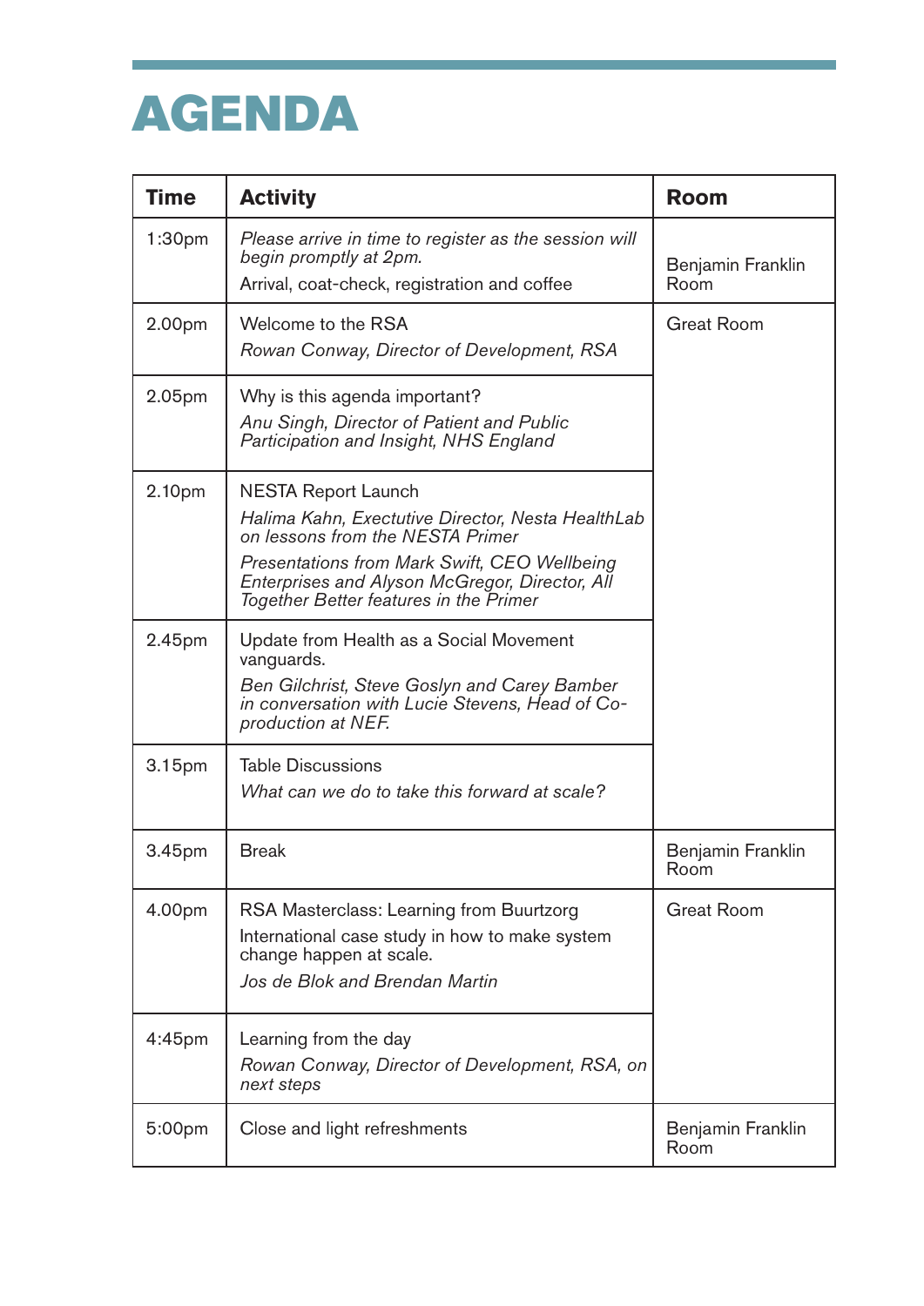# AGENDA

| Time | Activity | Room |
|---|---|---|
| 1:30pm | *Please arrive in time to register as the session will begin promptly at 2pm.*<br>Arrival, coat-check, registration and coffee | Benjamin Franklin Room |
| 2.00pm | Welcome to the RSA<br>*Rowan Conway, Director of Development, RSA* | Great Room |
| 2.05pm | Why is this agenda important?<br>*Anu Singh, Director of Patient and Public Participation and Insight, NHS England* | |
| 2.10pm | NESTA Report Launch<br>*Halima Kahn, Exectutive Director, Nesta HealthLab on lessons from the NESTA Primer*<br>*Presentations from Mark Swift, CEO Wellbeing Enterprises and Alyson McGregor, Director, All Together Better features in the Primer* | |
| 2.45pm | Update from Health as a Social Movement vanguards.<br>*Ben Gilchrist, Steve Goslyn and Carey Bamber in conversation with Lucie Stevens, Head of Co-production at NEF.* | |
| 3.15pm | Table Discussions<br>*What can we do to take this forward at scale?* | |
| 3.45pm | Break | Benjamin Franklin Room |
| 4.00pm | RSA Masterclass: Learning from Buurtzorg<br>International case study in how to make system change happen at scale.<br>*Jos de Blok and Brendan Martin* | Great Room |
| 4:45pm | Learning from the day<br>*Rowan Conway, Director of Development, RSA, on next steps* | |
| 5:00pm | Close and light refreshments | Benjamin Franklin Room |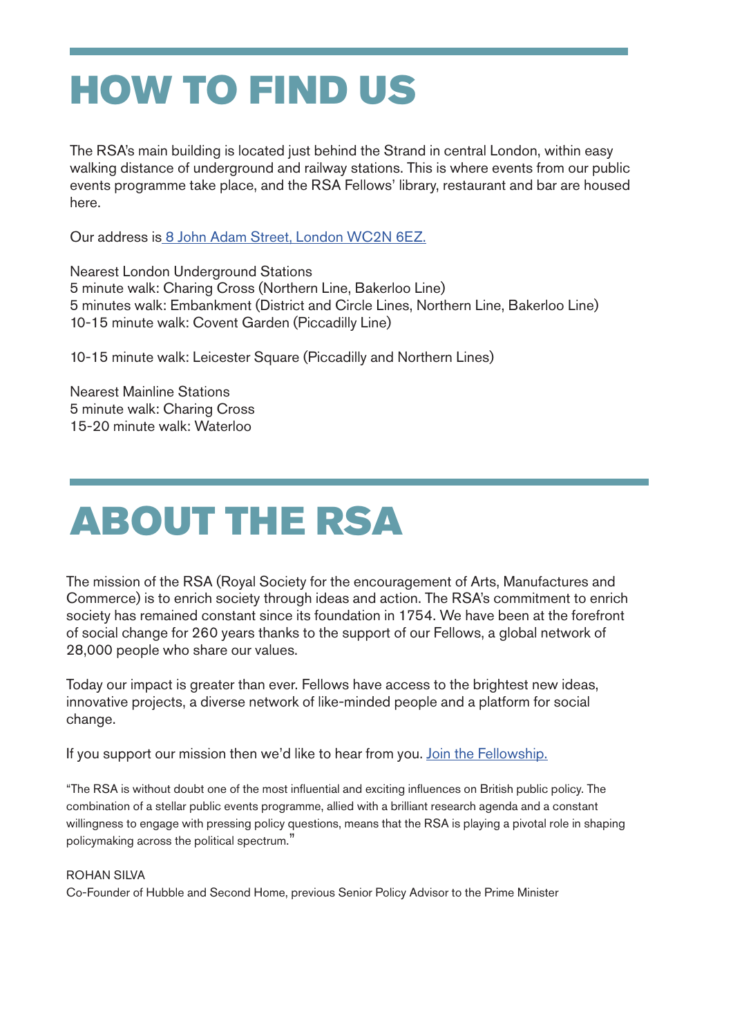# HOW TO FIND US

The RSA's main building is located just behind the Strand in central London, within easy walking distance of underground and railway stations. This is where events from our public events programme take place, and the RSA Fellows' library, restaurant and bar are housed here.

Our address is 8 John Adam Street, London WC2N 6EZ.

Nearest London Underground Stations
5 minute walk: Charing Cross (Northern Line, Bakerloo Line)
5 minutes walk: Embankment (District and Circle Lines, Northern Line, Bakerloo Line)
10-15 minute walk: Covent Garden (Piccadilly Line)

10-15 minute walk: Leicester Square (Piccadilly and Northern Lines)

Nearest Mainline Stations
5 minute walk: Charing Cross
15-20 minute walk: Waterloo

# ABOUT THE RSA

The mission of the RSA (Royal Society for the encouragement of Arts, Manufactures and Commerce) is to enrich society through ideas and action. The RSA's commitment to enrich society has remained constant since its foundation in 1754. We have been at the forefront of social change for 260 years thanks to the support of our Fellows, a global network of 28,000 people who share our values.

Today our impact is greater than ever. Fellows have access to the brightest new ideas, innovative projects, a diverse network of like-minded people and a platform for social change.

If you support our mission then we'd like to hear from you. Join the Fellowship.

"The RSA is without doubt one of the most influential and exciting influences on British public policy. The combination of a stellar public events programme, allied with a brilliant research agenda and a constant willingness to engage with pressing policy questions, means that the RSA is playing a pivotal role in shaping policymaking across the political spectrum."

ROHAN SILVA
Co-Founder of Hubble and Second Home, previous Senior Policy Advisor to the Prime Minister